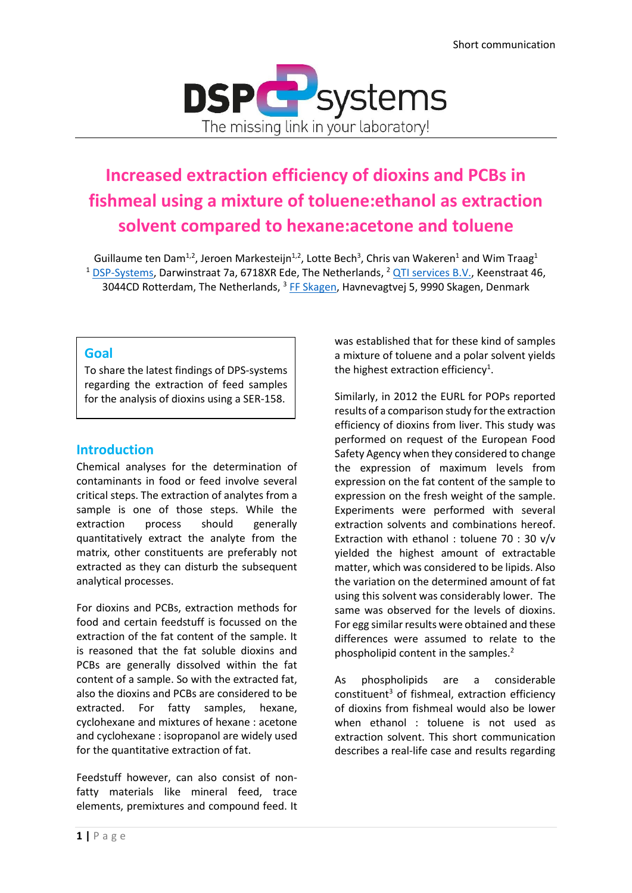Short communication

DSP systems
The missing link in your laboratory!

# Increased extraction efficiency of dioxins and PCBs in fishmeal using a mixture of toluene:ethanol as extraction solvent compared to hexane:acetone and toluene

Guillaume ten Dam[1,2], Jeroen Markesteijn[1,2], Lotte Bech[3], Chris van Wakeren[1] and Wim Traag[1]
[1] DSP-Systems, Darwinstraat 7a, 6718XR Ede, The Netherlands, [2] QTI services B.V., Keenstraat 46, 3044CD Rotterdam, The Netherlands, [3] FF Skagen, Havnevagtvej 5, 9990 Skagen, Denmark

## Goal

To share the latest findings of DPS-systems regarding the extraction of feed samples for the analysis of dioxins using a SER-158.

## Introduction

Chemical analyses for the determination of contaminants in food or feed involve several critical steps. The extraction of analytes from a sample is one of those steps. While the extraction process should generally quantitatively extract the analyte from the matrix, other constituents are preferably not extracted as they can disturb the subsequent analytical processes.

For dioxins and PCBs, extraction methods for food and certain feedstuff is focussed on the extraction of the fat content of the sample. It is reasoned that the fat soluble dioxins and PCBs are generally dissolved within the fat content of a sample. So with the extracted fat, also the dioxins and PCBs are considered to be extracted. For fatty samples, hexane, cyclohexane and mixtures of hexane : acetone and cyclohexane : isopropanol are widely used for the quantitative extraction of fat.

Feedstuff however, can also consist of non-fatty materials like mineral feed, trace elements, premixtures and compound feed. It was established that for these kind of samples a mixture of toluene and a polar solvent yields the highest extraction efficiency[1].

Similarly, in 2012 the EURL for POPs reported results of a comparison study for the extraction efficiency of dioxins from liver. This study was performed on request of the European Food Safety Agency when they considered to change the expression of maximum levels from expression on the fat content of the sample to expression on the fresh weight of the sample. Experiments were performed with several extraction solvents and combinations hereof. Extraction with ethanol : toluene 70 : 30 v/v yielded the highest amount of extractable matter, which was considered to be lipids. Also the variation on the determined amount of fat using this solvent was considerably lower. The same was observed for the levels of dioxins. For egg similar results were obtained and these differences were assumed to relate to the phospholipid content in the samples.[2]

As phospholipids are a considerable constituent[3] of fishmeal, extraction efficiency of dioxins from fishmeal would also be lower when ethanol : toluene is not used as extraction solvent. This short communication describes a real-life case and results regarding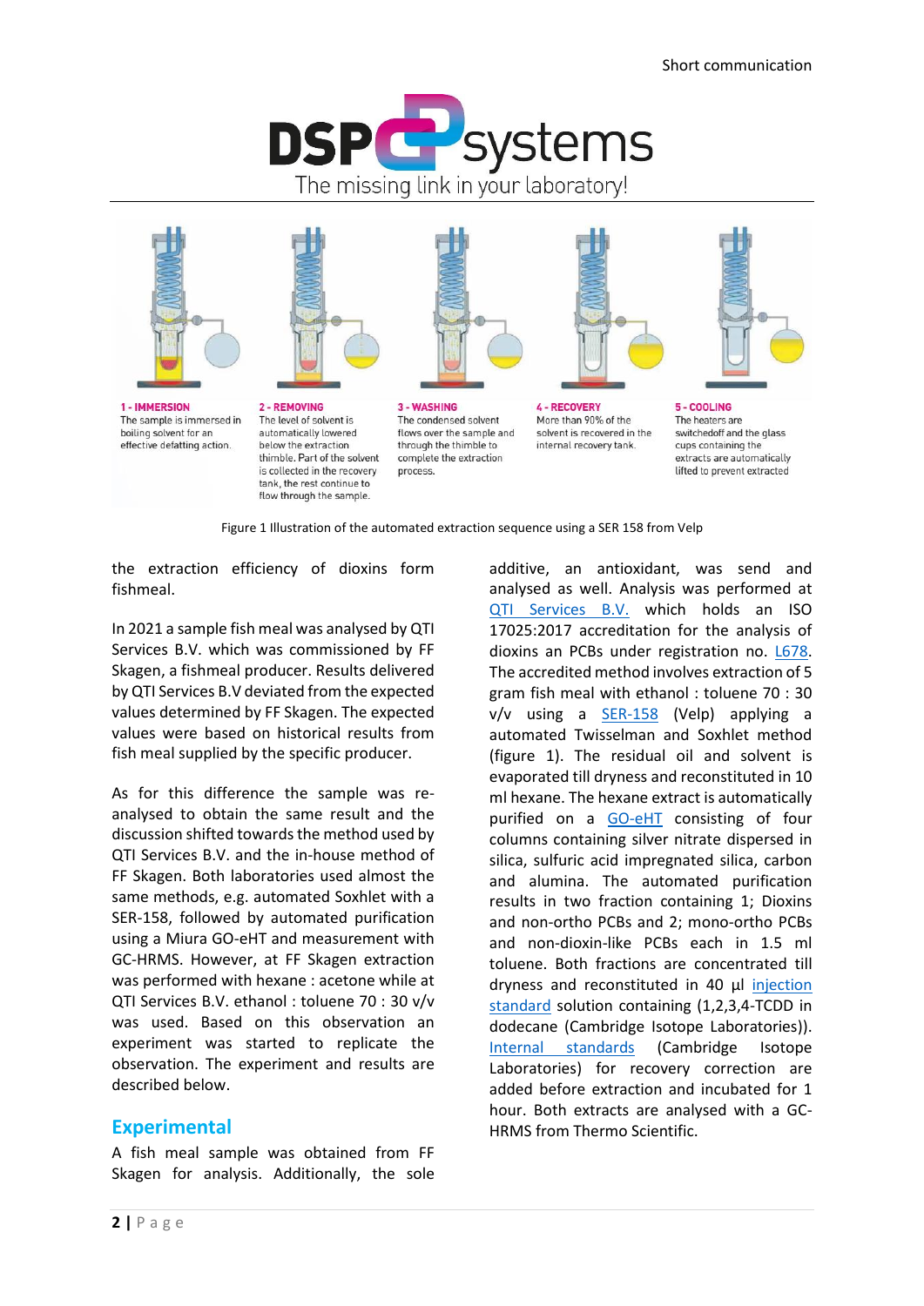1 - IMMERSION
The sample is immersed in boiling solvent for an effective defatting action.

2 - REMOVING
The level of solvent is automatically lowered below the extraction thimble. Part of the solvent is collected in the recovery tank, the rest continue to flow through the sample.

3 - WASHING
The condensed solvent flows over the sample and through the thimble to complete the extraction process.

4 - RECOVERY
More than 90% of the solvent is recovered in the internal recovery tank.

5 - COOLING
The heaters are switchedoff and the glass cups containing the extracts are automatically lifted to prevent extracted

Figure 1 Illustration of the automated extraction sequence using a SER 158 from Velp

the extraction efficiency of dioxins form fishmeal.

In 2021 a sample fish meal was analysed by QTI Services B.V. which was commissioned by FF Skagen, a fishmeal producer. Results delivered by QTI Services B.V deviated from the expected values determined by FF Skagen. The expected values were based on historical results from fish meal supplied by the specific producer.

As for this difference the sample was re-analysed to obtain the same result and the discussion shifted towards the method used by QTI Services B.V. and the in-house method of FF Skagen. Both laboratories used almost the same methods, e.g. automated Soxhlet with a SER-158, followed by automated purification using a Miura GO-eHT and measurement with GC-HRMS. However, at FF Skagen extraction was performed with hexane : acetone while at QTI Services B.V. ethanol : toluene 70 : 30 v/v was used. Based on this observation an experiment was started to replicate the observation. The experiment and results are described below.

## Experimental

A fish meal sample was obtained from FF Skagen for analysis. Additionally, the sole additive, an antioxidant, was send and analysed as well. Analysis was performed at QTI Services B.V. which holds an ISO 17025:2017 accreditation for the analysis of dioxins an PCBs under registration no. L678. The accredited method involves extraction of 5 gram fish meal with ethanol : toluene 70 : 30 v/v using a SER-158 (Velp) applying a automated Twisselman and Soxhlet method (figure 1). The residual oil and solvent is evaporated till dryness and reconstituted in 10 ml hexane. The hexane extract is automatically purified on a GO-eHT consisting of four columns containing silver nitrate dispersed in silica, sulfuric acid impregnated silica, carbon and alumina. The automated purification results in two fraction containing 1; Dioxins and non-ortho PCBs and 2; mono-ortho PCBs and non-dioxin-like PCBs each in 1.5 ml toluene. Both fractions are concentrated till dryness and reconstituted in 40 µl injection standard solution containing (1,2,3,4-TCDD in dodecane (Cambridge Isotope Laboratories)). Internal standards (Cambridge Isotope Laboratories) for recovery correction are added before extraction and incubated for 1 hour. Both extracts are analysed with a GC-HRMS from Thermo Scientific.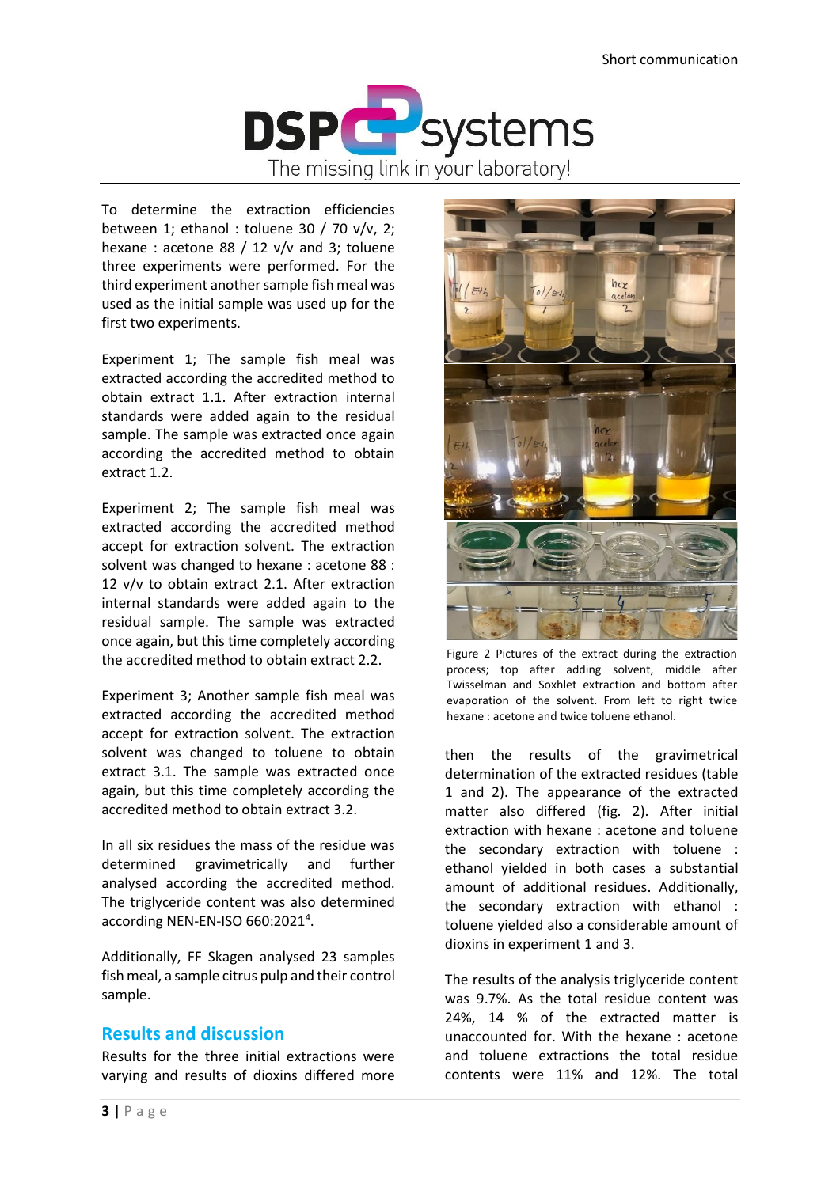To determine the extraction efficiencies between 1; ethanol : toluene 30 / 70 v/v, 2; hexane : acetone 88 / 12 v/v and 3; toluene three experiments were performed. For the third experiment another sample fish meal was used as the initial sample was used up for the first two experiments.

Experiment 1; The sample fish meal was extracted according the accredited method to obtain extract 1.1. After extraction internal standards were added again to the residual sample. The sample was extracted once again according the accredited method to obtain extract 1.2.

Experiment 2; The sample fish meal was extracted according the accredited method accept for extraction solvent. The extraction solvent was changed to hexane : acetone 88 : 12 v/v to obtain extract 2.1. After extraction internal standards were added again to the residual sample. The sample was extracted once again, but this time completely according the accredited method to obtain extract 2.2.

Experiment 3; Another sample fish meal was extracted according the accredited method accept for extraction solvent. The extraction solvent was changed to toluene to obtain extract 3.1. The sample was extracted once again, but this time completely according the accredited method to obtain extract 3.2.

In all six residues the mass of the residue was determined gravimetrically and further analysed according the accredited method. The triglyceride content was also determined according NEN-EN-ISO 660:2021[4].

Additionally, FF Skagen analysed 23 samples fish meal, a sample citrus pulp and their control sample.

## Results and discussion

Results for the three initial extractions were varying and results of dioxins differed more then the results of the gravimetrical determination of the extracted residues (table 1 and 2). The appearance of the extracted matter also differed (fig. 2). After initial extraction with hexane : acetone and toluene the secondary extraction with toluene : ethanol yielded in both cases a substantial amount of additional residues. Additionally, the secondary extraction with ethanol : toluene yielded also a considerable amount of dioxins in experiment 1 and 3.

Figure 2 Pictures of the extract during the extraction process; top after adding solvent, middle after Twisselman and Soxhlet extraction and bottom after evaporation of the solvent. From left to right twice hexane : acetone and twice toluene ethanol.

The results of the analysis triglyceride content was 9.7%. As the total residue content was 24%, 14 % of the extracted matter is unaccounted for. With the hexane : acetone and toluene extractions the total residue contents were 11% and 12%. The total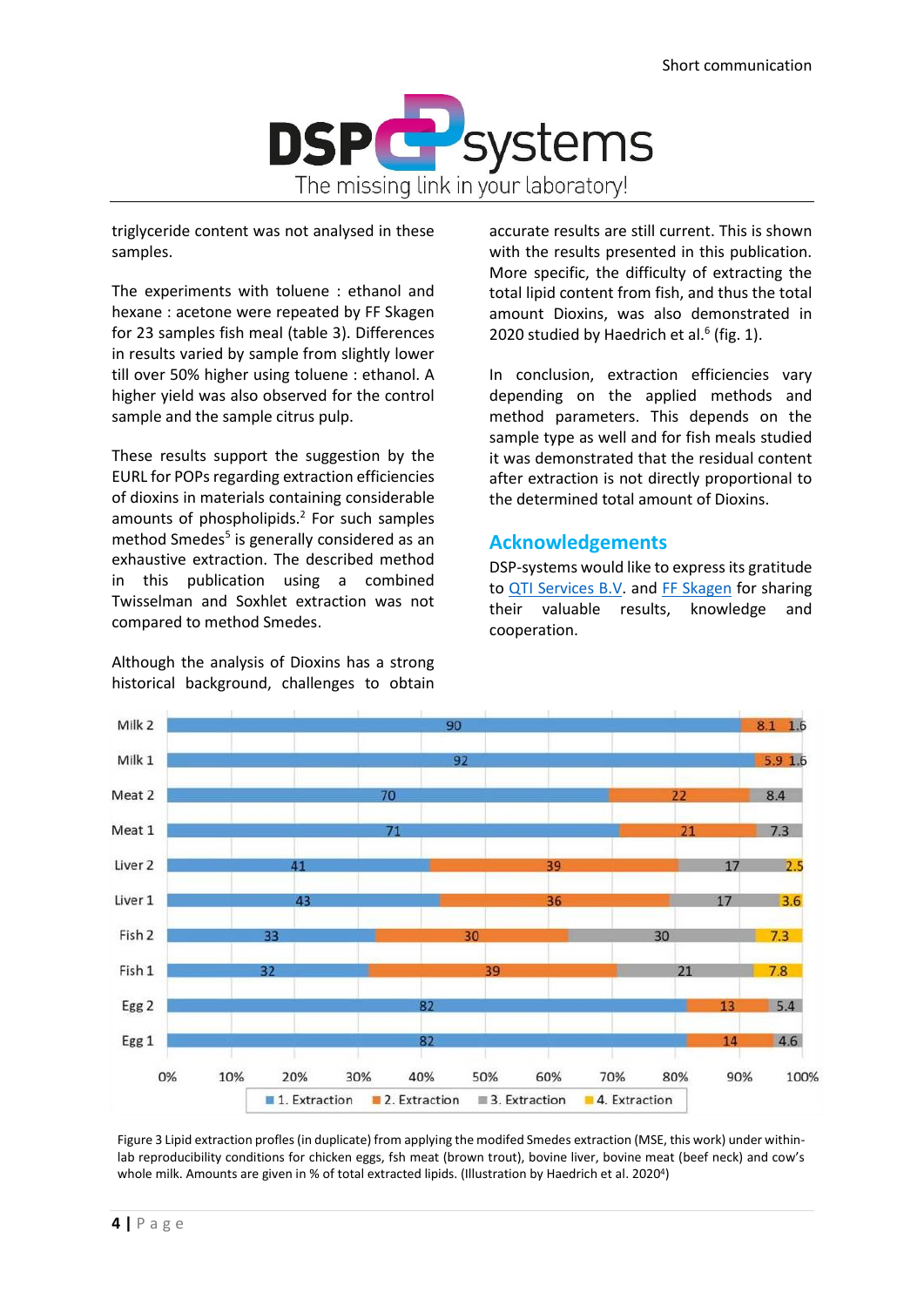triglyceride content was not analysed in these samples.

The experiments with toluene : ethanol and hexane : acetone were repeated by FF Skagen for 23 samples fish meal (table 3). Differences in results varied by sample from slightly lower till over 50% higher using toluene : ethanol. A higher yield was also observed for the control sample and the sample citrus pulp.

These results support the suggestion by the EURL for POPs regarding extraction efficiencies of dioxins in materials containing considerable amounts of phospholipids.[2] For such samples method Smedes[5] is generally considered as an exhaustive extraction. The described method in this publication using a combined Twisselman and Soxhlet extraction was not compared to method Smedes.

Although the analysis of Dioxins has a strong historical background, challenges to obtain accurate results are still current. This is shown with the results presented in this publication. More specific, the difficulty of extracting the total lipid content from fish, and thus the total amount Dioxins, was also demonstrated in 2020 studied by Haedrich et al.[6] (fig. 1).

In conclusion, extraction efficiencies vary depending on the applied methods and method parameters. This depends on the sample type as well and for fish meals studied it was demonstrated that the residual content after extraction is not directly proportional to the determined total amount of Dioxins.

## Acknowledgements

DSP-systems would like to express its gratitude to QTI Services B.V. and FF Skagen for sharing their valuable results, knowledge and cooperation.

| Sample | 1. Extraction | 2. Extraction | 3. Extraction | 4. Extraction |
|---|---|---|---|---|
| Milk 2 | 90 | 8.1 | 1.6 | |
| Milk 1 | 92 | 5.9 | 1.6 | |
| Meat 2 | 70 | 22 | 8.4 | |
| Meat 1 | 71 | 21 | 7.3 | |
| Liver 2 | 41 | 39 | 17 | 2.5 |
| Liver 1 | 43 | 36 | 17 | 3.6 |
| Fish 2 | 33 | 30 | 30 | 7.3 |
| Fish 1 | 32 | 39 | 21 | 7.8 |
| Egg 2 | 82 | 13 | 5.4 | |
| Egg 1 | 82 | 14 | 4.6 | |

Figure 3 Lipid extraction profles (in duplicate) from applying the modifed Smedes extraction (MSE, this work) under within-lab reproducibility conditions for chicken eggs, fsh meat (brown trout), bovine liver, bovine meat (beef neck) and cow's whole milk. Amounts are given in % of total extracted lipids. (Illustration by Haedrich et al. 2020[4])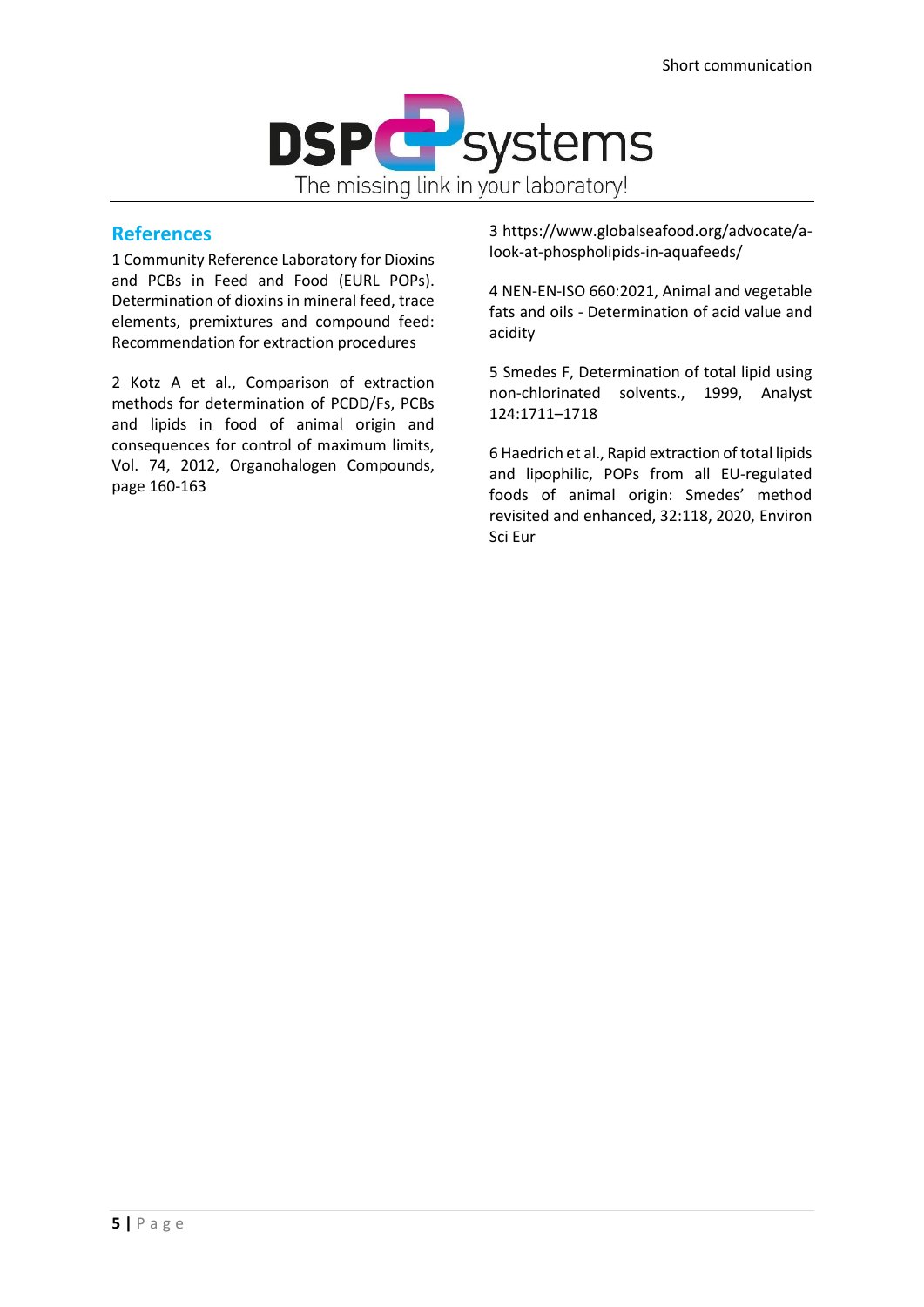## References

1 Community Reference Laboratory for Dioxins and PCBs in Feed and Food (EURL POPs). Determination of dioxins in mineral feed, trace elements, premixtures and compound feed: Recommendation for extraction procedures

2 Kotz A et al., Comparison of extraction methods for determination of PCDD/Fs, PCBs and lipids in food of animal origin and consequences for control of maximum limits, Vol. 74, 2012, Organohalogen Compounds, page 160-163

3 https://www.globalseafood.org/advocate/a-look-at-phospholipids-in-aquafeeds/

4 NEN-EN-ISO 660:2021, Animal and vegetable fats and oils - Determination of acid value and acidity

5 Smedes F, Determination of total lipid using non-chlorinated solvents., 1999, Analyst 124:1711–1718

6 Haedrich et al., Rapid extraction of total lipids and lipophilic, POPs from all EU-regulated foods of animal origin: Smedes' method revisited and enhanced, 32:118, 2020, Environ Sci Eur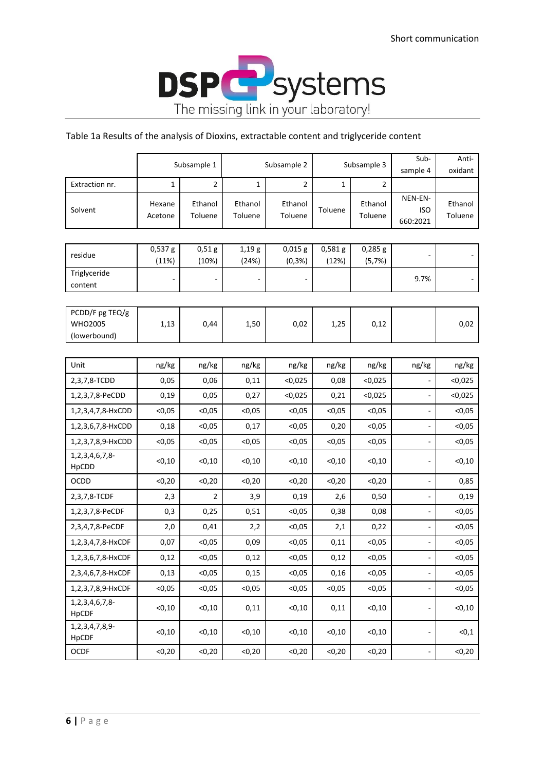Table 1a Results of the analysis of Dioxins, extractable content and triglyceride content

| | Subsample 1 | | Subsample 2 | | Subsample 3 | | Sub-sample 4 | Anti-oxidant |
|---|---|---|---|---|---|---|---|---|
| Extraction nr. | 1 | 2 | 1 | 2 | 1 | 2 | | |
| Solvent | Hexane Acetone | Ethanol Toluene | Ethanol Toluene | Ethanol Toluene | Toluene | Ethanol Toluene | NEN-EN-ISO 660:2021 | Ethanol Toluene |
| residue | 0,537 g (11%) | 0,51 g (10%) | 1,19 g (24%) | 0,015 g (0,3%) | 0,581 g (12%) | 0,285 g (5,7%) | - | - |
| Triglyceride content | - | - | - | - | | | 9.7% | - |
| PCDD/F pg TEQ/g WHO2005 (lowerbound) | 1,13 | 0,44 | 1,50 | 0,02 | 1,25 | 0,12 | | 0,02 |
| Unit | ng/kg | ng/kg | ng/kg | ng/kg | ng/kg | ng/kg | ng/kg | ng/kg |
| 2,3,7,8-TCDD | 0,05 | 0,06 | 0,11 | <0,025 | 0,08 | <0,025 | - | <0,025 |
| 1,2,3,7,8-PeCDD | 0,19 | 0,05 | 0,27 | <0,025 | 0,21 | <0,025 | - | <0,025 |
| 1,2,3,4,7,8-HxCDD | <0,05 | <0,05 | <0,05 | <0,05 | <0,05 | <0,05 | - | <0,05 |
| 1,2,3,6,7,8-HxCDD | 0,18 | <0,05 | 0,17 | <0,05 | 0,20 | <0,05 | - | <0,05 |
| 1,2,3,7,8,9-HxCDD | <0,05 | <0,05 | <0,05 | <0,05 | <0,05 | <0,05 | - | <0,05 |
| 1,2,3,4,6,7,8-HpCDD | <0,10 | <0,10 | <0,10 | <0,10 | <0,10 | <0,10 | - | <0,10 |
| OCDD | <0,20 | <0,20 | <0,20 | <0,20 | <0,20 | <0,20 | - | 0,85 |
| 2,3,7,8-TCDF | 2,3 | 2 | 3,9 | 0,19 | 2,6 | 0,50 | - | 0,19 |
| 1,2,3,7,8-PeCDF | 0,3 | 0,25 | 0,51 | <0,05 | 0,38 | 0,08 | - | <0,05 |
| 2,3,4,7,8-PeCDF | 2,0 | 0,41 | 2,2 | <0,05 | 2,1 | 0,22 | - | <0,05 |
| 1,2,3,4,7,8-HxCDF | 0,07 | <0,05 | 0,09 | <0,05 | 0,11 | <0,05 | - | <0,05 |
| 1,2,3,6,7,8-HxCDF | 0,12 | <0,05 | 0,12 | <0,05 | 0,12 | <0,05 | - | <0,05 |
| 2,3,4,6,7,8-HxCDF | 0,13 | <0,05 | 0,15 | <0,05 | 0,16 | <0,05 | - | <0,05 |
| 1,2,3,7,8,9-HxCDF | <0,05 | <0,05 | <0,05 | <0,05 | <0,05 | <0,05 | - | <0,05 |
| 1,2,3,4,6,7,8-HpCDF | <0,10 | <0,10 | 0,11 | <0,10 | 0,11 | <0,10 | - | <0,10 |
| 1,2,3,4,7,8,9-HpCDF | <0,10 | <0,10 | <0,10 | <0,10 | <0,10 | <0,10 | - | <0,1 |
| OCDF | <0,20 | <0,20 | <0,20 | <0,20 | <0,20 | <0,20 | - | <0,20 |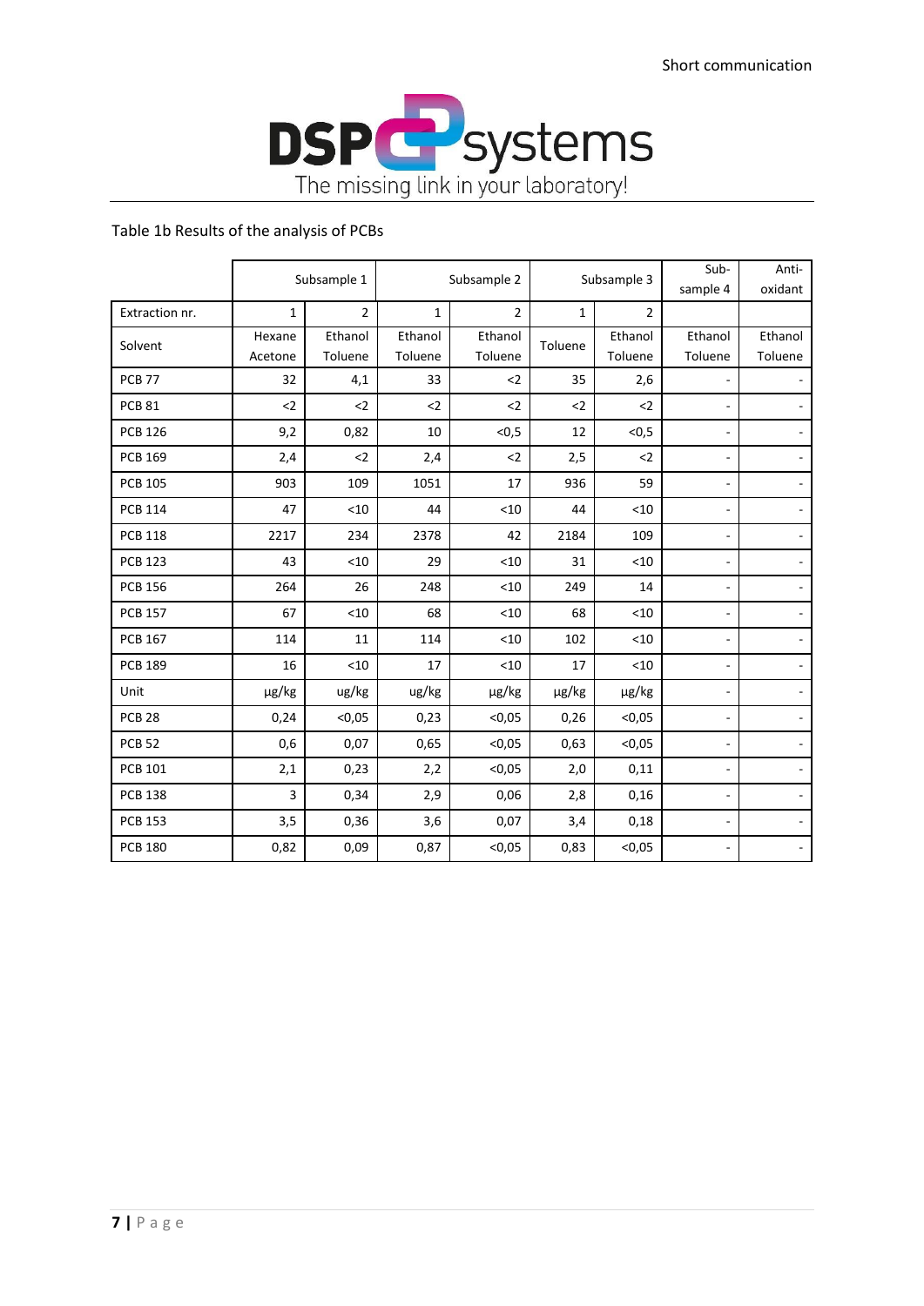Table 1b Results of the analysis of PCBs

| | Subsample 1 | | Subsample 2 | | Subsample 3 | | Sub-sample 4 | Anti-oxidant |
|---|---|---|---|---|---|---|---|---|
| Extraction nr. | 1 | 2 | 1 | 2 | 1 | 2 | | |
| Solvent | Hexane Acetone | Ethanol Toluene | Ethanol Toluene | Ethanol Toluene | Toluene | Ethanol Toluene | Ethanol Toluene | Ethanol Toluene |
| PCB 77 | 32 | 4,1 | 33 | <2 | 35 | 2,6 | - | - |
| PCB 81 | <2 | <2 | <2 | <2 | <2 | <2 | - | - |
| PCB 126 | 9,2 | 0,82 | 10 | <0,5 | 12 | <0,5 | - | - |
| PCB 169 | 2,4 | <2 | 2,4 | <2 | 2,5 | <2 | - | - |
| PCB 105 | 903 | 109 | 1051 | 17 | 936 | 59 | - | - |
| PCB 114 | 47 | <10 | 44 | <10 | 44 | <10 | - | - |
| PCB 118 | 2217 | 234 | 2378 | 42 | 2184 | 109 | - | - |
| PCB 123 | 43 | <10 | 29 | <10 | 31 | <10 | - | - |
| PCB 156 | 264 | 26 | 248 | <10 | 249 | 14 | - | - |
| PCB 157 | 67 | <10 | 68 | <10 | 68 | <10 | - | - |
| PCB 167 | 114 | 11 | 114 | <10 | 102 | <10 | - | - |
| PCB 189 | 16 | <10 | 17 | <10 | 17 | <10 | - | - |
| Unit | µg/kg | ug/kg | ug/kg | µg/kg | µg/kg | µg/kg | - | - |
| PCB 28 | 0,24 | <0,05 | 0,23 | <0,05 | 0,26 | <0,05 | - | - |
| PCB 52 | 0,6 | 0,07 | 0,65 | <0,05 | 0,63 | <0,05 | - | - |
| PCB 101 | 2,1 | 0,23 | 2,2 | <0,05 | 2,0 | 0,11 | - | - |
| PCB 138 | 3 | 0,34 | 2,9 | 0,06 | 2,8 | 0,16 | - | - |
| PCB 153 | 3,5 | 0,36 | 3,6 | 0,07 | 3,4 | 0,18 | - | - |
| PCB 180 | 0,82 | 0,09 | 0,87 | <0,05 | 0,83 | <0,05 | - | - |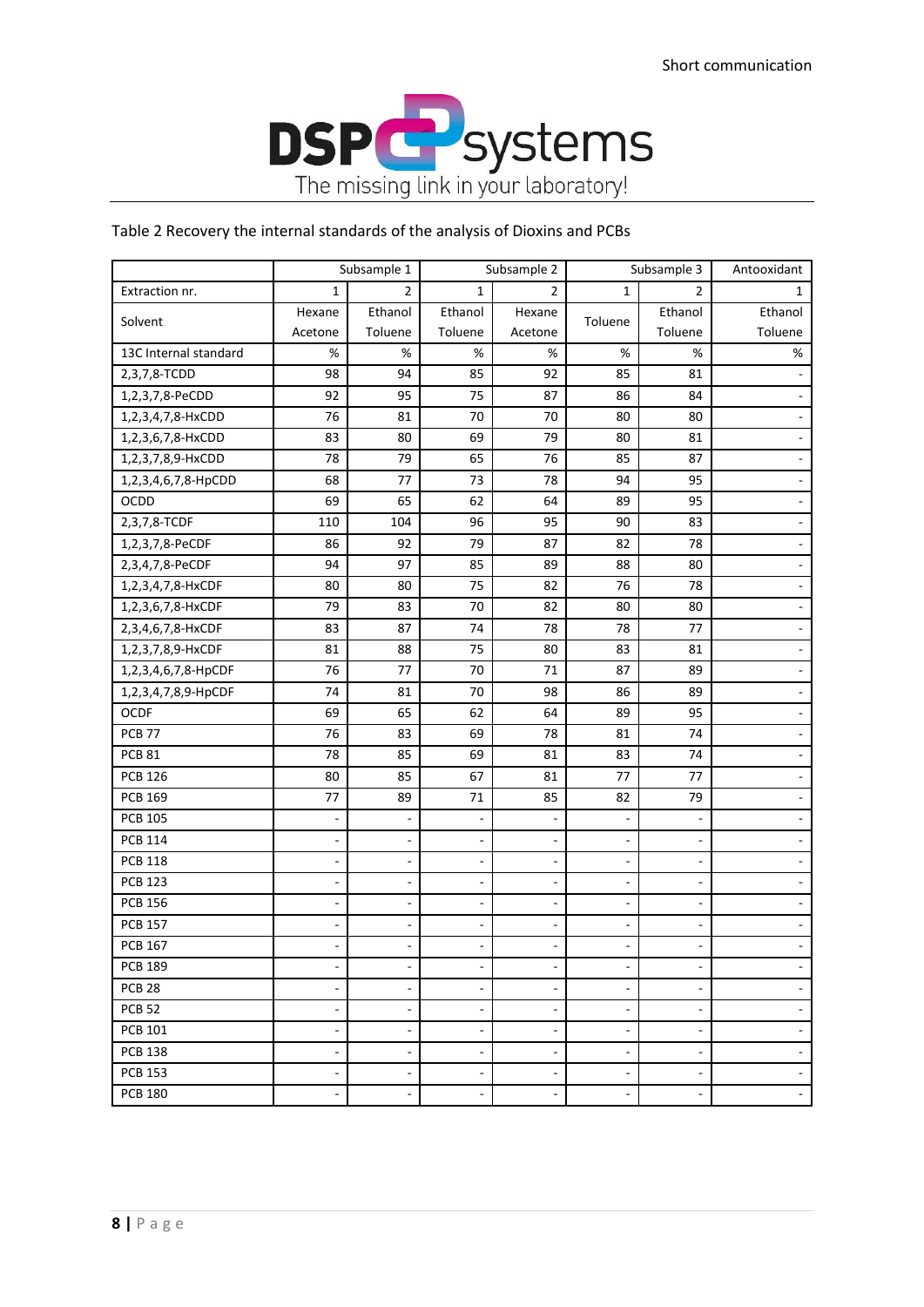Table 2 Recovery the internal standards of the analysis of Dioxins and PCBs

| | Subsample 1 | | Subsample 2 | | Subsample 3 | | Antooxidant |
|---|---|---|---|---|---|---|---|
| Extraction nr. | 1 | 2 | 1 | 2 | 1 | 2 | 1 |
| Solvent | Hexane Acetone | Ethanol Toluene | Ethanol Toluene | Hexane Acetone | Toluene | Ethanol Toluene | Ethanol Toluene |
| 13C Internal standard | % | % | % | % | % | % | % |
| 2,3,7,8-TCDD | 98 | 94 | 85 | 92 | 85 | 81 | - |
| 1,2,3,7,8-PeCDD | 92 | 95 | 75 | 87 | 86 | 84 | - |
| 1,2,3,4,7,8-HxCDD | 76 | 81 | 70 | 70 | 80 | 80 | - |
| 1,2,3,6,7,8-HxCDD | 83 | 80 | 69 | 79 | 80 | 81 | - |
| 1,2,3,7,8,9-HxCDD | 78 | 79 | 65 | 76 | 85 | 87 | - |
| 1,2,3,4,6,7,8-HpCDD | 68 | 77 | 73 | 78 | 94 | 95 | - |
| OCDD | 69 | 65 | 62 | 64 | 89 | 95 | - |
| 2,3,7,8-TCDF | 110 | 104 | 96 | 95 | 90 | 83 | - |
| 1,2,3,7,8-PeCDF | 86 | 92 | 79 | 87 | 82 | 78 | - |
| 2,3,4,7,8-PeCDF | 94 | 97 | 85 | 89 | 88 | 80 | - |
| 1,2,3,4,7,8-HxCDF | 80 | 80 | 75 | 82 | 76 | 78 | - |
| 1,2,3,6,7,8-HxCDF | 79 | 83 | 70 | 82 | 80 | 80 | - |
| 2,3,4,6,7,8-HxCDF | 83 | 87 | 74 | 78 | 78 | 77 | - |
| 1,2,3,7,8,9-HxCDF | 81 | 88 | 75 | 80 | 83 | 81 | - |
| 1,2,3,4,6,7,8-HpCDF | 76 | 77 | 70 | 71 | 87 | 89 | - |
| 1,2,3,4,7,8,9-HpCDF | 74 | 81 | 70 | 98 | 86 | 89 | - |
| OCDF | 69 | 65 | 62 | 64 | 89 | 95 | - |
| PCB 77 | 76 | 83 | 69 | 78 | 81 | 74 | - |
| PCB 81 | 78 | 85 | 69 | 81 | 83 | 74 | - |
| PCB 126 | 80 | 85 | 67 | 81 | 77 | 77 | - |
| PCB 169 | 77 | 89 | 71 | 85 | 82 | 79 | - |
| PCB 105 | - | - | - | - | - | - | - |
| PCB 114 | - | - | - | - | - | - | - |
| PCB 118 | - | - | - | - | - | - | - |
| PCB 123 | - | - | - | - | - | - | - |
| PCB 156 | - | - | - | - | - | - | - |
| PCB 157 | - | - | - | - | - | - | - |
| PCB 167 | - | - | - | - | - | - | - |
| PCB 189 | - | - | - | - | - | - | - |
| PCB 28 | - | - | - | - | - | - | - |
| PCB 52 | - | - | - | - | - | - | - |
| PCB 101 | - | - | - | - | - | - | - |
| PCB 138 | - | - | - | - | - | - | - |
| PCB 153 | - | - | - | - | - | - | - |
| PCB 180 | - | - | - | - | - | - | - |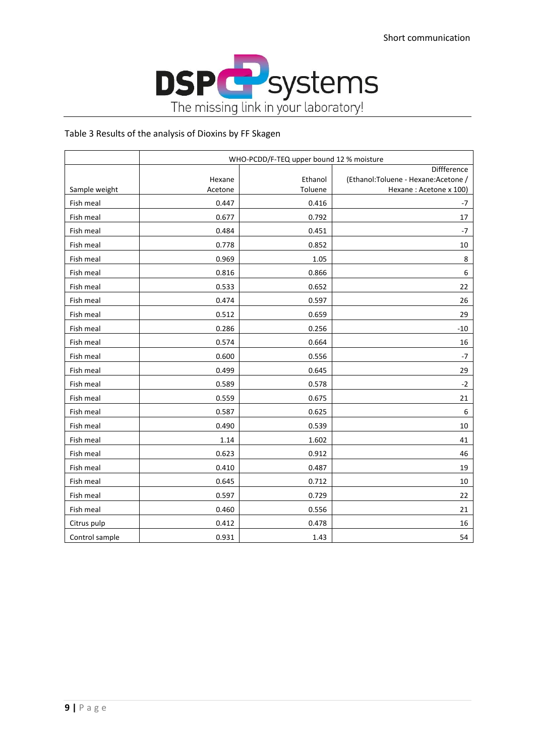Table 3 Results of the analysis of Dioxins by FF Skagen

| | WHO-PCDD/F-TEQ upper bound 12 % moisture | | |
|---|---|---|---|
| Sample weight | Hexane Acetone | Ethanol Toluene | Diffference (Ethanol:Toluene - Hexane:Acetone / Hexane : Acetone x 100) |
| Fish meal | 0.447 | 0.416 | -7 |
| Fish meal | 0.677 | 0.792 | 17 |
| Fish meal | 0.484 | 0.451 | -7 |
| Fish meal | 0.778 | 0.852 | 10 |
| Fish meal | 0.969 | 1.05 | 8 |
| Fish meal | 0.816 | 0.866 | 6 |
| Fish meal | 0.533 | 0.652 | 22 |
| Fish meal | 0.474 | 0.597 | 26 |
| Fish meal | 0.512 | 0.659 | 29 |
| Fish meal | 0.286 | 0.256 | -10 |
| Fish meal | 0.574 | 0.664 | 16 |
| Fish meal | 0.600 | 0.556 | -7 |
| Fish meal | 0.499 | 0.645 | 29 |
| Fish meal | 0.589 | 0.578 | -2 |
| Fish meal | 0.559 | 0.675 | 21 |
| Fish meal | 0.587 | 0.625 | 6 |
| Fish meal | 0.490 | 0.539 | 10 |
| Fish meal | 1.14 | 1.602 | 41 |
| Fish meal | 0.623 | 0.912 | 46 |
| Fish meal | 0.410 | 0.487 | 19 |
| Fish meal | 0.645 | 0.712 | 10 |
| Fish meal | 0.597 | 0.729 | 22 |
| Fish meal | 0.460 | 0.556 | 21 |
| Citrus pulp | 0.412 | 0.478 | 16 |
| Control sample | 0.931 | 1.43 | 54 |